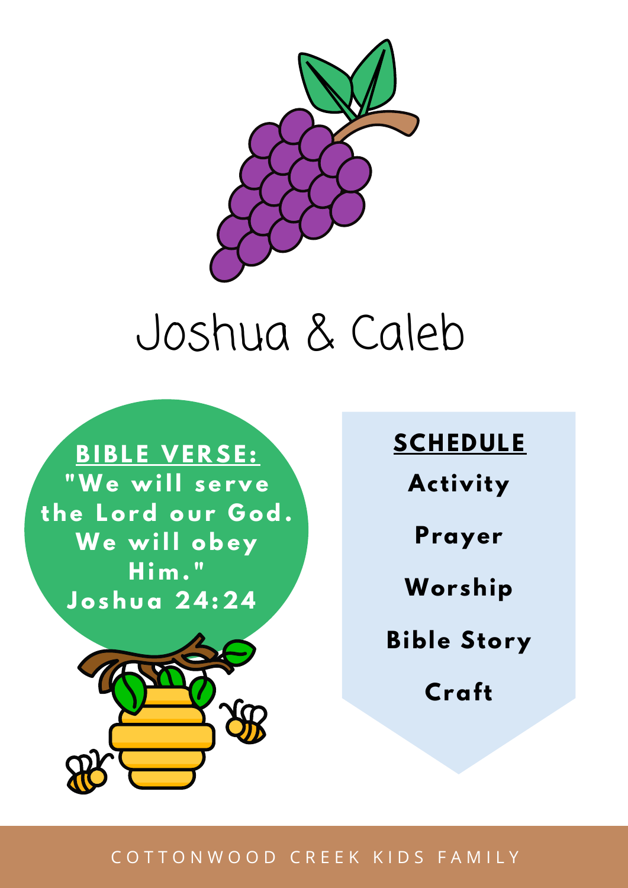# Joshua & Caleb

**BIBLE VERSE:**

**"We will serve the Lord our God. We will obey Him."**
**Joshua 24:24**

**SCHEDULE**

**Activity**

**Prayer**

**Worship**

**Bible Story**

**Craft**

COTTONWOOD CREEK KIDS FAMILY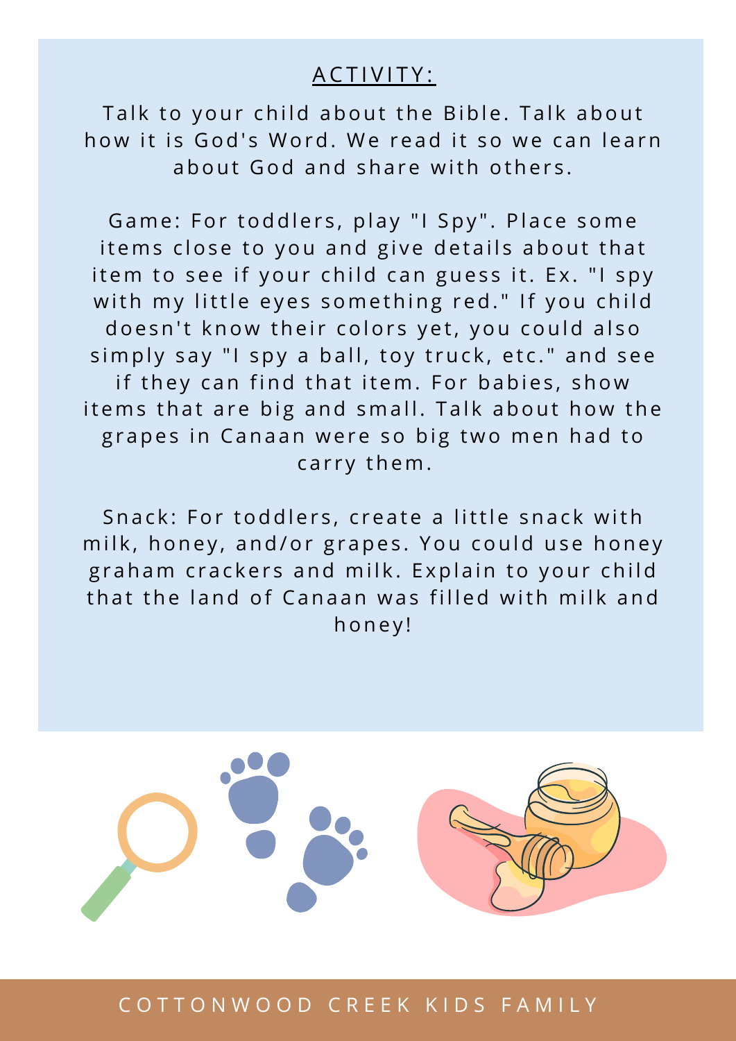## ACTIVITY:

Talk to your child about the Bible. Talk about how it is God's Word. We read it so we can learn about God and share with others.

Game: For toddlers, play "I Spy". Place some items close to you and give details about that item to see if your child can guess it. Ex. "I spy with my little eyes something red." If you child doesn't know their colors yet, you could also simply say "I spy a ball, toy truck, etc." and see if they can find that item. For babies, show items that are big and small. Talk about how the grapes in Canaan were so big two men had to carry them.

Snack: For toddlers, create a little snack with milk, honey, and/or grapes. You could use honey graham crackers and milk. Explain to your child that the land of Canaan was filled with milk and honey!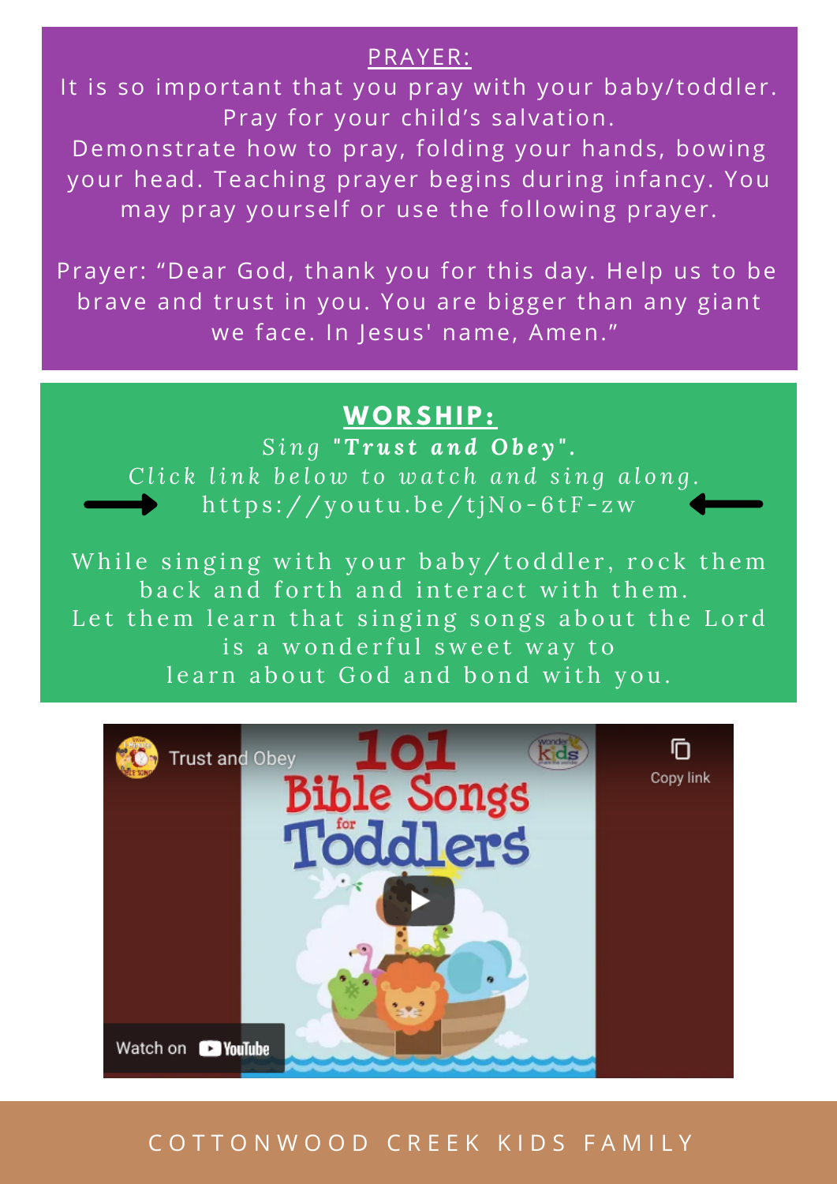## PRAYER:

It is so important that you pray with your baby/toddler. Pray for your child's salvation.
Demonstrate how to pray, folding your hands, bowing your head. Teaching prayer begins during infancy. You may pray yourself or use the following prayer.

Prayer: "Dear God, thank you for this day. Help us to be brave and trust in you. You are bigger than any giant we face. In Jesus' name, Amen."

## WORSHIP:

*Sing "**Trust and Obey**".*
*Click link below to watch and sing along.*
https://youtu.be/tjNo-6tF-zw

While singing with your baby/toddler, rock them back and forth and interact with them.
Let them learn that singing songs about the Lord is a wonderful sweet way to learn about God and bond with you.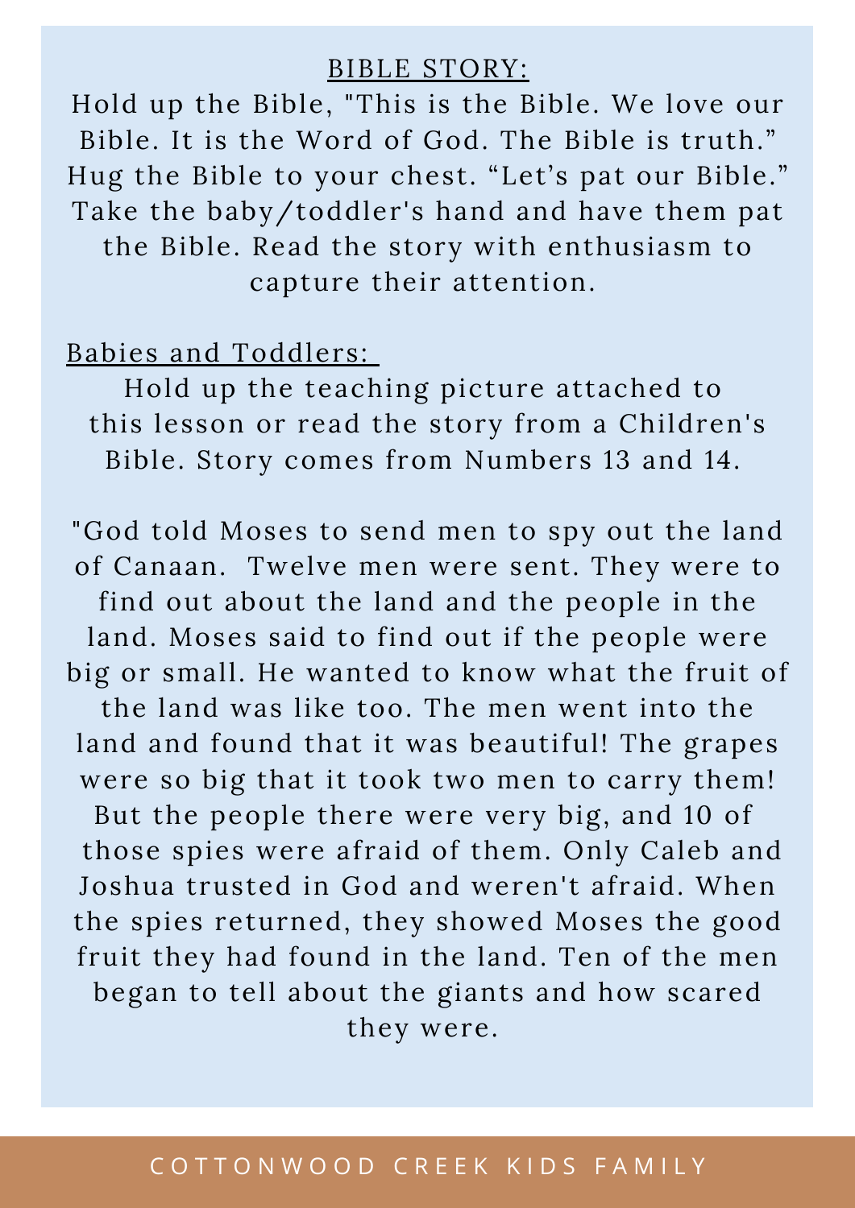## BIBLE STORY:

Hold up the Bible, "This is the Bible. We love our Bible. It is the Word of God. The Bible is truth." Hug the Bible to your chest. "Let's pat our Bible." Take the baby/toddler's hand and have them pat the Bible. Read the story with enthusiasm to capture their attention.

### Babies and Toddlers:

Hold up the teaching picture attached to this lesson or read the story from a Children's Bible. Story comes from Numbers 13 and 14.

"God told Moses to send men to spy out the land of Canaan. Twelve men were sent. They were to find out about the land and the people in the land. Moses said to find out if the people were big or small. He wanted to know what the fruit of the land was like too. The men went into the land and found that it was beautiful! The grapes were so big that it took two men to carry them! But the people there were very big, and 10 of those spies were afraid of them. Only Caleb and Joshua trusted in God and weren't afraid. When the spies returned, they showed Moses the good fruit they had found in the land. Ten of the men began to tell about the giants and how scared they were.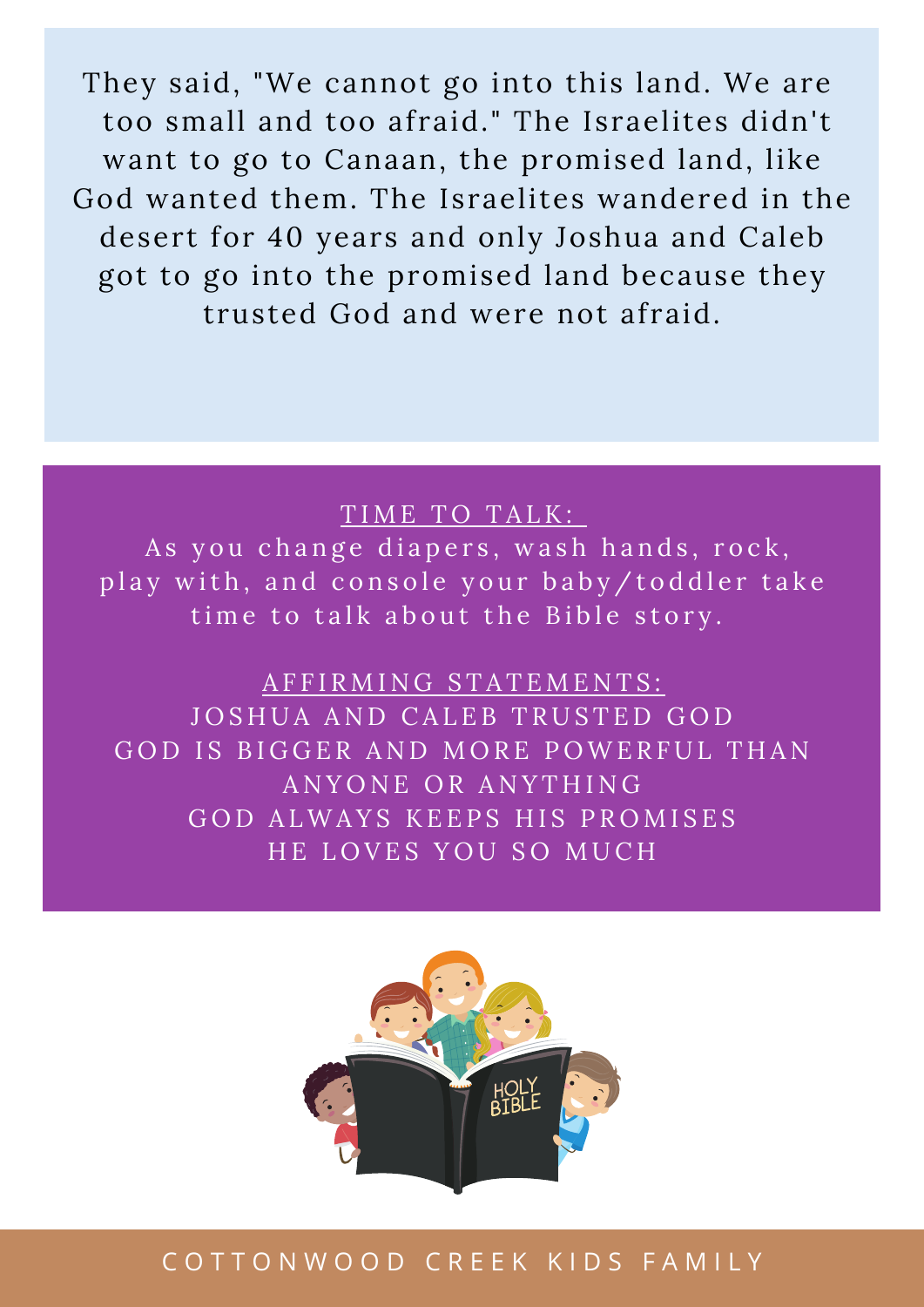They said, "We cannot go into this land. We are too small and too afraid." The Israelites didn't want to go to Canaan, the promised land, like God wanted them. The Israelites wandered in the desert for 40 years and only Joshua and Caleb got to go into the promised land because they trusted God and were not afraid.

## TIME TO TALK:

As you change diapers, wash hands, rock, play with, and console your baby/toddler take time to talk about the Bible story.

## AFFIRMING STATEMENTS:

JOSHUA AND CALEB TRUSTED GOD

GOD IS BIGGER AND MORE POWERFUL THAN ANYONE OR ANYTHING

GOD ALWAYS KEEPS HIS PROMISES

HE LOVES YOU SO MUCH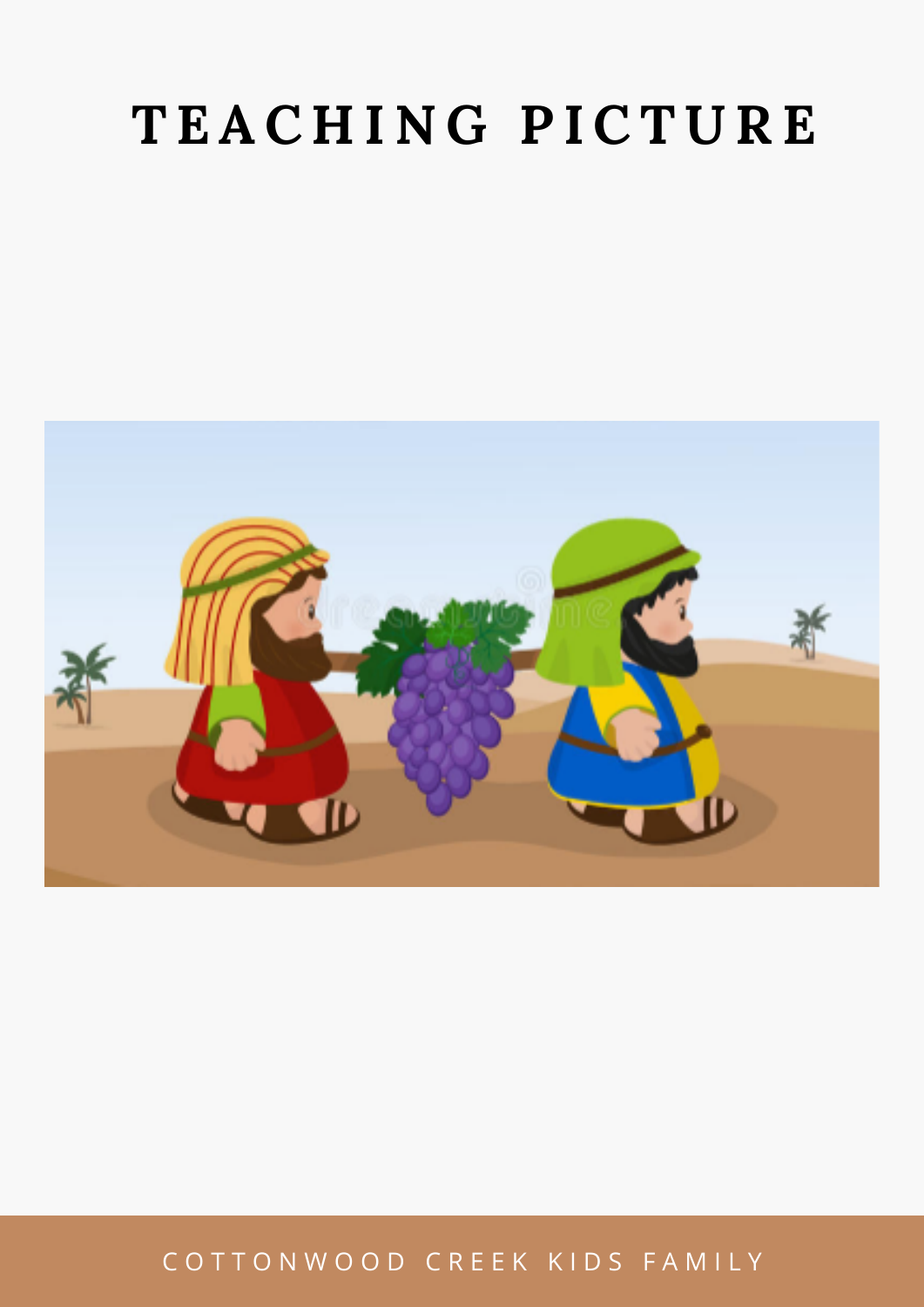# TEACHING PICTURE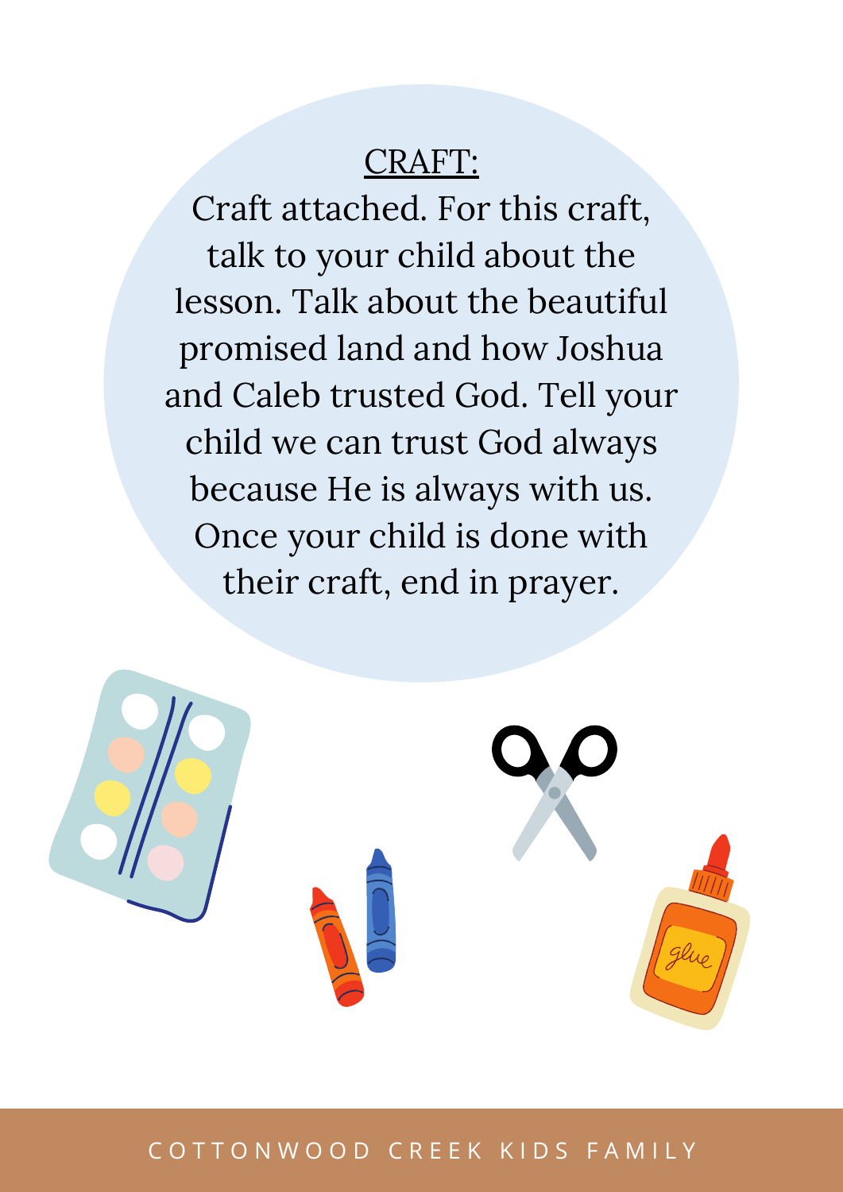## CRAFT:

Craft attached. For this craft, talk to your child about the lesson. Talk about the beautiful promised land and how Joshua and Caleb trusted God. Tell your child we can trust God always because He is always with us. Once your child is done with their craft, end in prayer.